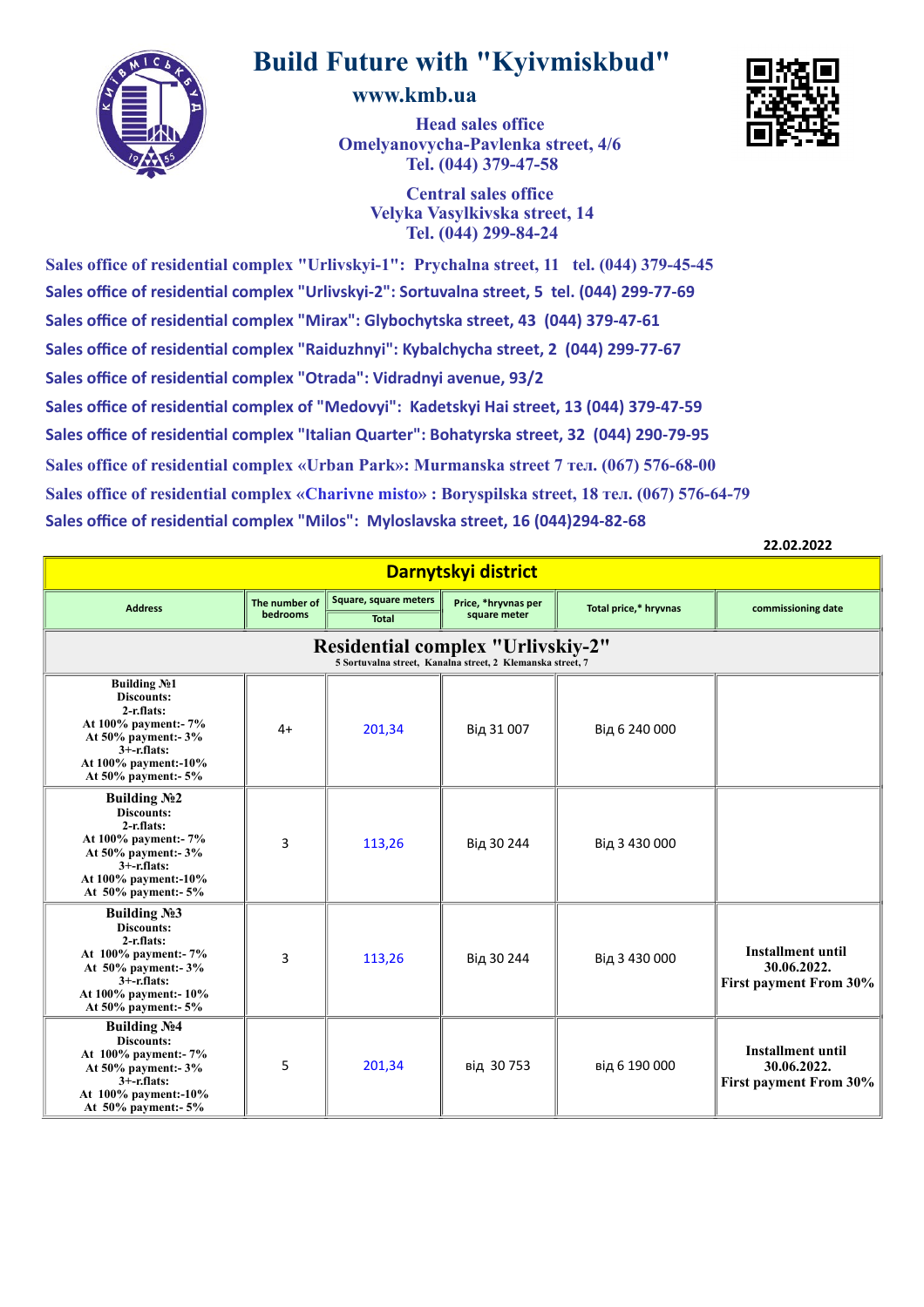# Build Future with "Kyivmiskbud"

**www.kmb.ua**

**Head sales office**
**Omelyanovycha-Pavlenka street, 4/6**
**Tel. (044) 379-47-58**

**Central sales office**
**Velyka Vasylkivska street, 14**
**Tel. (044) 299-84-24**

**Sales office of residential complex "Urlivskyi-1": Prychalna street, 11 tel. (044) 379-45-45**

**Sales office of residential complex "Urlivskyi-2": Sortuvalna street, 5 tel. (044) 299-77-69**

**Sales office of residential complex "Mirax": Glybochytska street, 43 (044) 379-47-61**

**Sales office of residential complex "Raiduzhnyi": Kybalchycha street, 2 (044) 299-77-67**

**Sales office of residential complex "Otrada": Vidradnyi avenue, 93/2**

**Sales office of residential complex of "Medovyi": Kadetskyi Hai street, 13 (044) 379-47-59**

**Sales office of residential complex "Italian Quarter": Bohatyrska street, 32 (044) 290-79-95**

**Sales office of residential complex «Urban Park»: Murmanska street 7 тел. (067) 576-68-00**

**Sales office of residential complex «Charivne misto» : Boryspilska street, 18 тел. (067) 576-64-79**

**Sales office of residential complex "Milos": Myloslavska street, 16 (044)294-82-68**

**22.02.2022**

| **Darnytskyi district** | | | | | |
|---|---|---|---|---|---|
| **Address** | **The number of bedrooms** | **Square, square meters** | **Price, \*hryvnas per square meter** | **Total price,\* hryvnas** | **commissioning date** |
| | | **Total** | | | |
| **Residential complex "Urlivskiy-2"** 5 Sortuvalna street, Kanalna street, 2 Klemanska street, 7 | | | | | |
| **Building №1** Discounts: 2-r.flats: At 100% payment:- 7% At 50% payment:- 3% 3+-r.flats: At 100% payment:-10% At 50% payment:- 5% | 4+ | 201,34 | Від 31 007 | Від 6 240 000 | |
| **Building №2** Discounts: 2-r.flats: At 100% payment:- 7% At 50% payment:- 3% 3+-r.flats: At 100% payment:-10% At 50% payment:- 5% | 3 | 113,26 | Від 30 244 | Від 3 430 000 | |
| **Building №3** Discounts: 2-r.flats: At 100% payment:- 7% At 50% payment:- 3% 3+-r.flats: At 100% payment:- 10% At 50% payment:- 5% | 3 | 113,26 | Від 30 244 | Від 3 430 000 | **Installment until 30.06.2022. First payment From 30%** |
| **Building №4** Discounts: At 100% payment:- 7% At 50% payment:- 3% 3+-r.flats: At 100% payment:-10% At 50% payment:- 5% | 5 | 201,34 | від 30 753 | від 6 190 000 | **Installment until 30.06.2022. First payment From 30%** |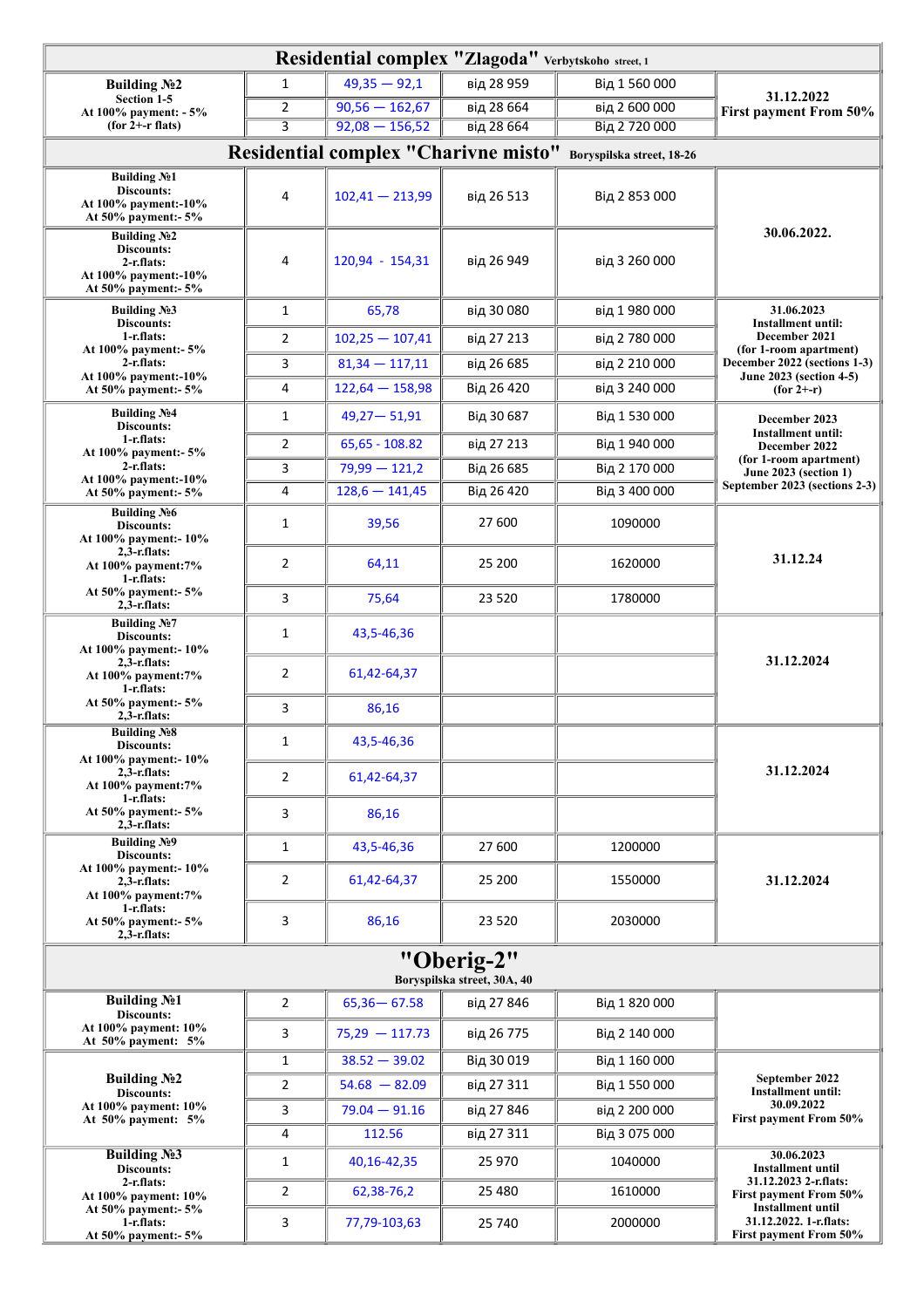| Residential complex "Zlagoda" Verbytskoho street, 1 | | | | | |
|---|---|---|---|---|---|
| **Building №2** Section 1-5 At 100% payment: - 5% (for 2+-r flats) | 1 | 49,35 — 92,1 | від 28 959 | Від 1 560 000 | **31.12.2022 First payment From 50%** |
| | 2 | 90,56 — 162,67 | від 28 664 | Від 2 600 000 | |
| | 3 | 92,08 — 156,52 | від 28 664 | Від 2 720 000 | |
| **Residential complex "Charivne misto"** Boryspilska street, 18-26 | | | | | |
| **Building №1** Discounts: At 100% payment:-10% At 50% payment:- 5% | 4 | 102,41 — 213,99 | від 26 513 | Від 2 853 000 | **30.06.2022.** |
| **Building №2** Discounts: 2-r.flats: At 100% payment:-10% At 50% payment:- 5% | 4 | 120,94 - 154,31 | від 26 949 | від 3 260 000 | |
| **Building №3** Discounts: 1-r.flats: At 100% payment:- 5% 2-r.flats: At 100% payment:-10% At 50% payment:- 5% | 1 | 65,78 | від 30 080 | від 1 980 000 | **31.06.2023 Installment until: December 2021 (for 1-room apartment) December 2022 (sections 1-3) June 2023 (section 4-5) (for 2+-r)** |
| | 2 | 102,25 — 107,41 | від 27 213 | від 2 780 000 | |
| | 3 | 81,34 — 117,11 | від 26 685 | від 2 210 000 | |
| | 4 | 122,64 — 158,98 | Від 26 420 | від 3 240 000 | |
| **Building №4** Discounts: 1-r.flats: At 100% payment:- 5% 2-r.flats: At 100% payment:-10% At 50% payment:- 5% | 1 | 49,27— 51,91 | Від 30 687 | Від 1 530 000 | **December 2023 Installment until: December 2022 (for 1-room apartment) June 2023 (section 1) September 2023 (sections 2-3)** |
| | 2 | 65,65 - 108.82 | від 27 213 | Від 1 940 000 | |
| | 3 | 79,99 — 121,2 | Від 26 685 | Від 2 170 000 | |
| | 4 | 128,6 — 141,45 | Від 26 420 | Від 3 400 000 | |
| **Building №6** Discounts: At 100% payment:- 10% 2,3-r.flats: At 100% payment:7% 1-r.flats: At 50% payment:- 5% 2,3-r.flats: | 1 | 39,56 | 27 600 | 1090000 | **31.12.24** |
| | 2 | 64,11 | 25 200 | 1620000 | |
| | 3 | 75,64 | 23 520 | 1780000 | |
| **Building №7** Discounts: At 100% payment:- 10% 2,3-r.flats: At 100% payment:7% 1-r.flats: At 50% payment:- 5% 2,3-r.flats: | 1 | 43,5-46,36 | | | **31.12.2024** |
| | 2 | 61,42-64,37 | | | |
| | 3 | 86,16 | | | |
| **Building №8** Discounts: At 100% payment:- 10% 2,3-r.flats: At 100% payment:7% 1-r.flats: At 50% payment:- 5% 2,3-r.flats: | 1 | 43,5-46,36 | | | **31.12.2024** |
| | 2 | 61,42-64,37 | | | |
| | 3 | 86,16 | | | |
| **Building №9** Discounts: At 100% payment:- 10% 2,3-r.flats: At 100% payment:7% 1-r.flats: At 50% payment:- 5% 2,3-r.flats: | 1 | 43,5-46,36 | 27 600 | 1200000 | **31.12.2024** |
| | 2 | 61,42-64,37 | 25 200 | 1550000 | |
| | 3 | 86,16 | 23 520 | 2030000 | |
| **"Oberig-2"** Boryspilska street, 30A, 40 | | | | | |
| **Building №1** Discounts: At 100% payment: 10% At 50% payment: 5% | 2 | 65,36— 67.58 | від 27 846 | Від 1 820 000 | |
| | 3 | 75,29 — 117.73 | від 26 775 | Від 2 140 000 | |
| **Building №2** Discounts: At 100% payment: 10% At 50% payment: 5% | 1 | 38.52 — 39.02 | Від 30 019 | Від 1 160 000 | **September 2022 Installment until: 30.09.2022 First payment From 50%** |
| | 2 | 54.68 — 82.09 | Від 27 311 | Від 1 550 000 | |
| | 3 | 79.04 — 91.16 | від 27 846 | від 2 200 000 | |
| | 4 | 112.56 | від 27 311 | Від 3 075 000 | |
| **Building №3** Discounts: 2-r.flats: At 100% payment: 10% At 50% payment:- 5% 1-r.flats: At 50% payment:- 5% | 1 | 40,16-42,35 | 25 970 | 1040000 | **30.06.2023 Installment until 31.12.2023 2-r.flats: First payment From 50% Installment until 31.12.2022. 1-r.flats: First payment From 50%** |
| | 2 | 62,38-76,2 | 25 480 | 1610000 | |
| | 3 | 77,79-103,63 | 25 740 | 2000000 | |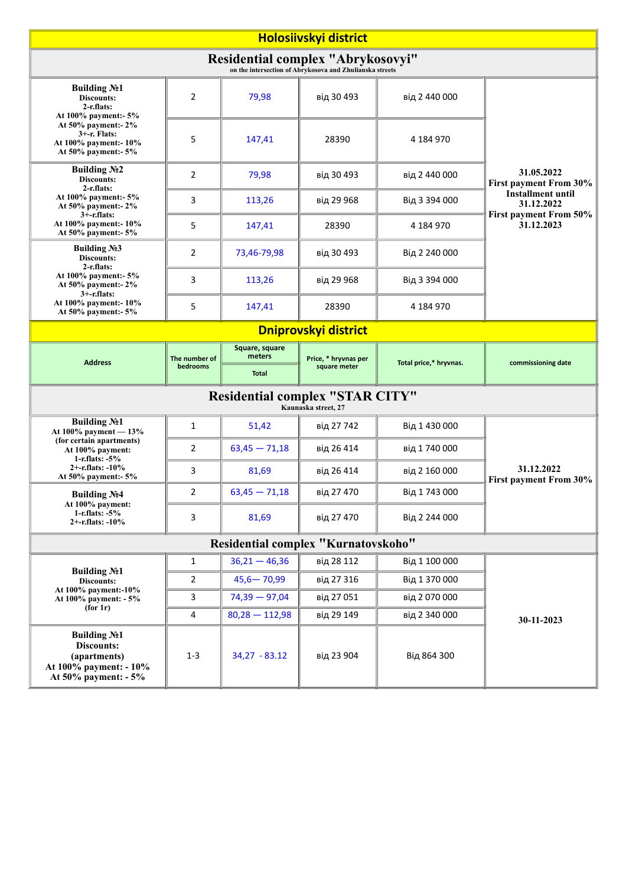## Holosiivskyi district

### Residential complex "Abrykosovyi"

on the intersection of Abrykosova and Zhulianska streets

| Address | The number of bedrooms | Square, square meters Total | Price, * hryvnas per square meter | Total price,* hryvnas. | commissioning date |
|---|---|---|---|---|---|
| **Building №1** Discounts: 2-r.flats: At 100% payment:- 5% At 50% payment:- 2% 3+-r. Flats: At 100% payment:- 10% At 50% payment:- 5% | 2 | 79,98 | від 30 493 | від 2 440 000 | **31.05.2022 First payment From 30% Installment until 31.12.2022 First payment From 50% 31.12.2023** |
| | 5 | 147,41 | 28390 | 4 184 970 | |
| **Building №2** Discounts: 2-r.flats: At 100% payment:- 5% At 50% payment:- 2% 3+-r.flats: At 100% payment:- 10% At 50% payment:- 5% | 2 | 79,98 | від 30 493 | від 2 440 000 | |
| | 3 | 113,26 | від 29 968 | Від 3 394 000 | |
| | 5 | 147,41 | 28390 | 4 184 970 | |
| **Building №3** Discounts: 2-r.flats: At 100% payment:- 5% At 50% payment:- 2% 3+-r.flats: At 100% payment:- 10% At 50% payment:- 5% | 2 | 73,46-79,98 | від 30 493 | Від 2 240 000 | |
| | 3 | 113,26 | від 29 968 | Від 3 394 000 | |
| | 5 | 147,41 | 28390 | 4 184 970 | |

## Dniprovskyi district

| Address | The number of bedrooms | Square, square meters Total | Price, * hryvnas per square meter | Total price,* hryvnas. | commissioning date |
|---|---|---|---|---|---|
| **Residential complex "STAR CITY"** Kaunaska street, 27 | | | | | |
| **Building №1** At 100% payment — 13% (for certain apartments) At 100% payment: 1-r.flats: -5% 2+-r.flats: -10% At 50% payment:- 5% | 1 | 51,42 | від 27 742 | Від 1 430 000 | **31.12.2022 First payment From 30%** |
| | 2 | 63,45 — 71,18 | від 26 414 | від 1 740 000 | |
| | 3 | 81,69 | від 26 414 | від 2 160 000 | |
| **Building №4** At 100% payment: 1-r.flats: -5% 2+-r.flats: -10% | 2 | 63,45 — 71,18 | від 27 470 | Від 1 743 000 | |
| | 3 | 81,69 | від 27 470 | Від 2 244 000 | |
| **Residential complex "Kurnatovskoho"** | | | | | |
| **Building №1** Discounts: At 100% payment:-10% At 100% payment: - 5% (for 1r) | 1 | 36,21 — 46,36 | від 28 112 | Від 1 100 000 | **30-11-2023** |
| | 2 | 45,6— 70,99 | від 27 316 | Від 1 370 000 | |
| | 3 | 74,39 — 97,04 | від 27 051 | від 2 070 000 | |
| | 4 | 80,28 — 112,98 | від 29 149 | від 2 340 000 | |
| **Building №1** Discounts: (apartments) At 100% payment: - 10% At 50% payment: - 5% | 1-3 | 34,27 - 83.12 | від 23 904 | Від 864 300 | |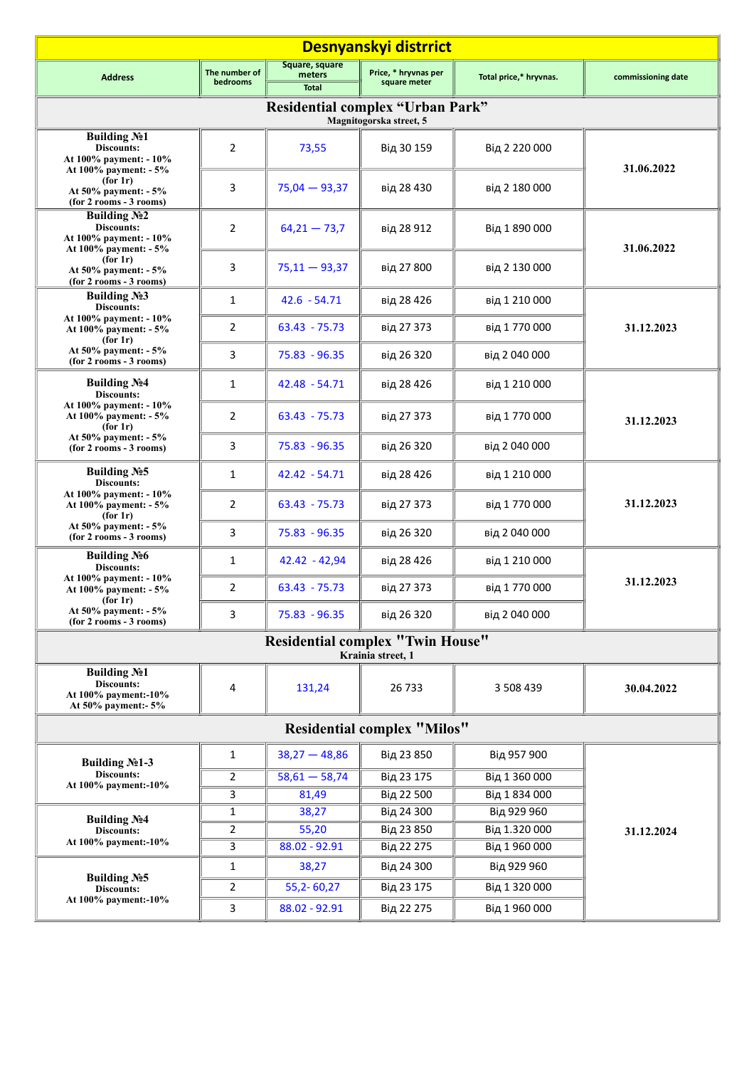# Desnyanskyi distrrict

| Address | The number of bedrooms | Square, square meters Total | Price, * hryvnas per square meter | Total price,* hryvnas. | commissioning date |
|---|---|---|---|---|---|
| **Residential complex "Urban Park"** Magnitogorska street, 5 | | | | | |
| **Building №1** Discounts: At 100% payment: - 10% At 100% payment: - 5% (for 1r) At 50% payment: - 5% (for 2 rooms - 3 rooms) | 2 | 73,55 | Від 30 159 | Від 2 220 000 | 31.06.2022 |
| | 3 | 75,04 — 93,37 | від 28 430 | від 2 180 000 | |
| **Building №2** Discounts: At 100% payment: - 10% At 100% payment: - 5% (for 1r) At 50% payment: - 5% (for 2 rooms - 3 rooms) | 2 | 64,21 — 73,7 | від 28 912 | Від 1 890 000 | 31.06.2022 |
| | 3 | 75,11 — 93,37 | від 27 800 | від 2 130 000 | |
| **Building №3** Discounts: At 100% payment: - 10% At 100% payment: - 5% (for 1r) At 50% payment: - 5% (for 2 rooms - 3 rooms) | 1 | 42.6 - 54.71 | від 28 426 | від 1 210 000 | 31.12.2023 |
| | 2 | 63.43 - 75.73 | від 27 373 | від 1 770 000 | |
| | 3 | 75.83 - 96.35 | від 26 320 | від 2 040 000 | |
| **Building №4** Discounts: At 100% payment: - 10% At 100% payment: - 5% (for 1r) At 50% payment: - 5% (for 2 rooms - 3 rooms) | 1 | 42.48 - 54.71 | від 28 426 | від 1 210 000 | 31.12.2023 |
| | 2 | 63.43 - 75.73 | від 27 373 | від 1 770 000 | |
| | 3 | 75.83 - 96.35 | від 26 320 | від 2 040 000 | |
| **Building №5** Discounts: At 100% payment: - 10% At 100% payment: - 5% (for 1r) At 50% payment: - 5% (for 2 rooms - 3 rooms) | 1 | 42.42 - 54.71 | від 28 426 | від 1 210 000 | 31.12.2023 |
| | 2 | 63.43 - 75.73 | від 27 373 | від 1 770 000 | |
| | 3 | 75.83 - 96.35 | від 26 320 | від 2 040 000 | |
| **Building №6** Discounts: At 100% payment: - 10% At 100% payment: - 5% (for 1r) At 50% payment: - 5% (for 2 rooms - 3 rooms) | 1 | 42.42 - 42,94 | від 28 426 | від 1 210 000 | 31.12.2023 |
| | 2 | 63.43 - 75.73 | від 27 373 | від 1 770 000 | |
| | 3 | 75.83 - 96.35 | від 26 320 | від 2 040 000 | |
| **Residential complex "Twin House"** Krainia street, 1 | | | | | |
| **Building №1** Discounts: At 100% payment:-10% At 50% payment:- 5% | 4 | 131,24 | 26 733 | 3 508 439 | 30.04.2022 |
| **Residential complex "Milos"** | | | | | |
| **Building №1-3** Discounts: At 100% payment:-10% | 1 | 38,27 — 48,86 | Від 23 850 | Від 957 900 | 31.12.2024 |
| | 2 | 58,61 — 58,74 | Від 23 175 | Від 1 360 000 | |
| | 3 | 81,49 | Від 22 500 | Від 1 834 000 | |
| **Building №4** Discounts: At 100% payment:-10% | 1 | 38,27 | Від 24 300 | Від 929 960 | |
| | 2 | 55,20 | Від 23 850 | Від 1.320 000 | |
| | 3 | 88.02 - 92.91 | Від 22 275 | Від 1 960 000 | |
| **Building №5** Discounts: At 100% payment:-10% | 1 | 38,27 | Від 24 300 | Від 929 960 | |
| | 2 | 55,2- 60,27 | Від 23 175 | Від 1 320 000 | |
| | 3 | 88.02 - 92.91 | Від 22 275 | Від 1 960 000 | |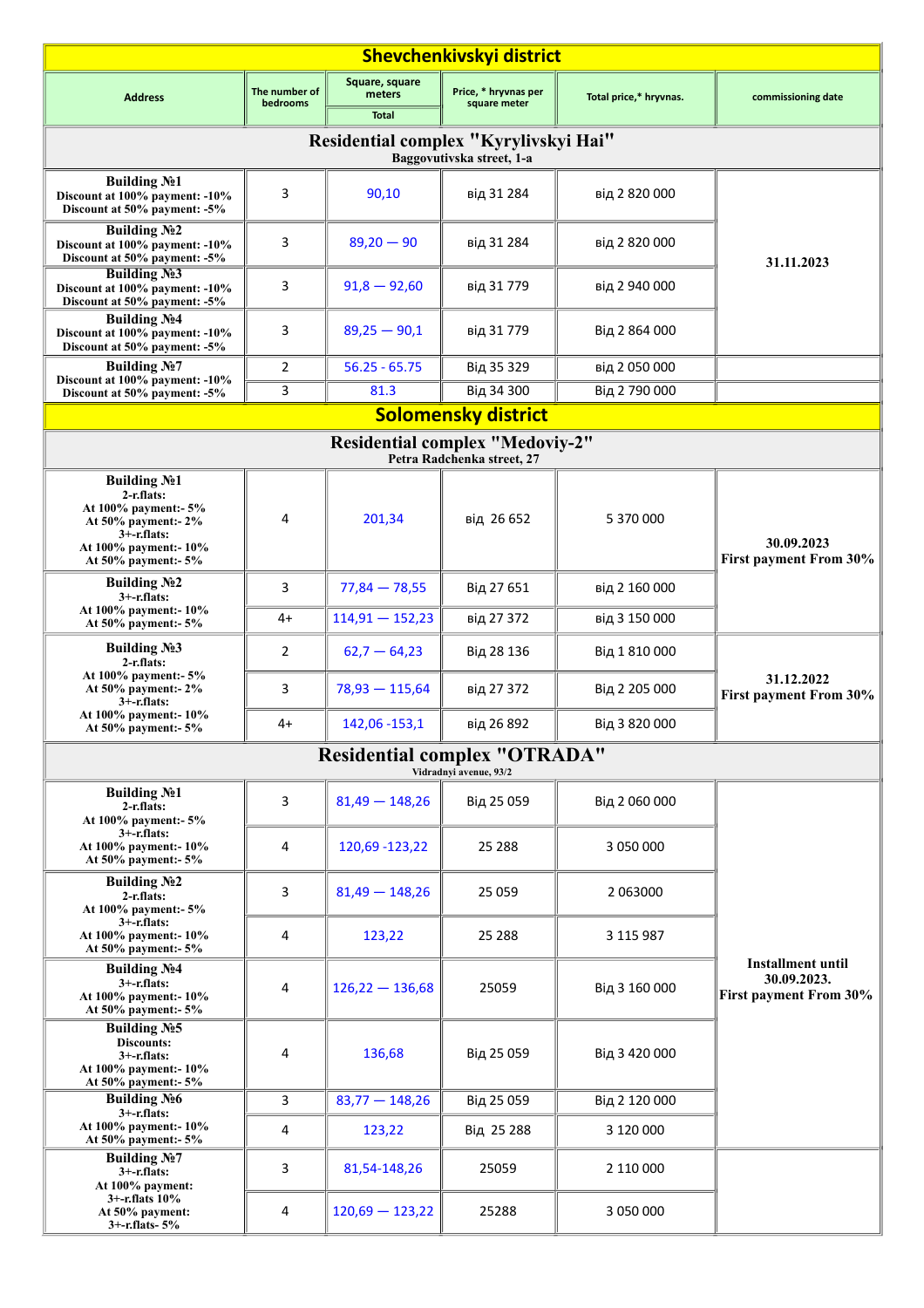| Address | The number of bedrooms | Square, square meters | Price, * hryvnas per square meter | Total price,* hryvnas. | commissioning date |
|---|---|---|---|---|---|
| | | Total | | | |
| **Shevchenkivskyi district** | | | | | |
| **Residential complex "Kyrylivskyi Hai"** Baggovutivska street, 1-a | | | | | |
| **Building №1** Discount at 100% payment: -10% Discount at 50% payment: -5% | 3 | 90,10 | від 31 284 | від 2 820 000 | **31.11.2023** |
| **Building №2** Discount at 100% payment: -10% Discount at 50% payment: -5% | 3 | 89,20 — 90 | від 31 284 | від 2 820 000 | |
| **Building №3** Discount at 100% payment: -10% Discount at 50% payment: -5% | 3 | 91,8 — 92,60 | від 31 779 | від 2 940 000 | |
| **Building №4** Discount at 100% payment: -10% Discount at 50% payment: -5% | 3 | 89,25 — 90,1 | від 31 779 | Від 2 864 000 | |
| **Building №7** Discount at 100% payment: -10% Discount at 50% payment: -5% | 2 | 56.25 - 65.75 | Від 35 329 | від 2 050 000 | |
| | 3 | 81.3 | Від 34 300 | Від 2 790 000 | |
| **Solomensky district** | | | | | |
| **Residential complex "Medoviy-2"** Petra Radchenka street, 27 | | | | | |
| **Building №1** 2-r.flats: At 100% payment:- 5% At 50% payment:- 2% 3+-r.flats: At 100% payment:- 10% At 50% payment:- 5% | 4 | 201,34 | від 26 652 | 5 370 000 | **30.09.2023 First payment From 30%** |
| **Building №2** 3+-r.flats: At 100% payment:- 10% At 50% payment:- 5% | 3 | 77,84 — 78,55 | Від 27 651 | від 2 160 000 | |
| | 4+ | 114,91 — 152,23 | від 27 372 | від 3 150 000 | |
| **Building №3** 2-r.flats: At 100% payment:- 5% At 50% payment:- 2% 3+-r.flats: At 100% payment:- 10% At 50% payment:- 5% | 2 | 62,7 — 64,23 | Від 28 136 | Від 1 810 000 | **31.12.2022 First payment From 30%** |
| | 3 | 78,93 — 115,64 | від 27 372 | Від 2 205 000 | |
| | 4+ | 142,06 -153,1 | від 26 892 | Від 3 820 000 | |
| **Residential complex "OTRADA"** Vidradnyi avenue, 93/2 | | | | | |
| **Building №1** 2-r.flats: At 100% payment:- 5% 3+-r.flats: At 100% payment:- 10% At 50% payment:- 5% | 3 | 81,49 — 148,26 | Від 25 059 | Від 2 060 000 | **Installment until 30.09.2023. First payment From 30%** |
| | 4 | 120,69 -123,22 | 25 288 | 3 050 000 | |
| **Building №2** 2-r.flats: At 100% payment:- 5% 3+-r.flats: At 100% payment:- 10% At 50% payment:- 5% | 3 | 81,49 — 148,26 | 25 059 | 2 063000 | |
| | 4 | 123,22 | 25 288 | 3 115 987 | |
| **Building №4** 3+-r.flats: At 100% payment:- 10% At 50% payment:- 5% | 4 | 126,22 — 136,68 | 25059 | Від 3 160 000 | |
| **Building №5** Discounts: 3+-r.flats: At 100% payment:- 10% At 50% payment:- 5% | 4 | 136,68 | Від 25 059 | Від 3 420 000 | |
| **Building №6** 3+-r.flats: At 100% payment:- 10% At 50% payment:- 5% | 3 | 83,77 — 148,26 | Від 25 059 | Від 2 120 000 | |
| | 4 | 123,22 | Від 25 288 | 3 120 000 | |
| **Building №7** 3+-r.flats: At 100% payment: 3+-r.flats 10% At 50% payment: 3+-r.flats- 5% | 3 | 81,54-148,26 | 25059 | 2 110 000 | |
| | 4 | 120,69 — 123,22 | 25288 | 3 050 000 | |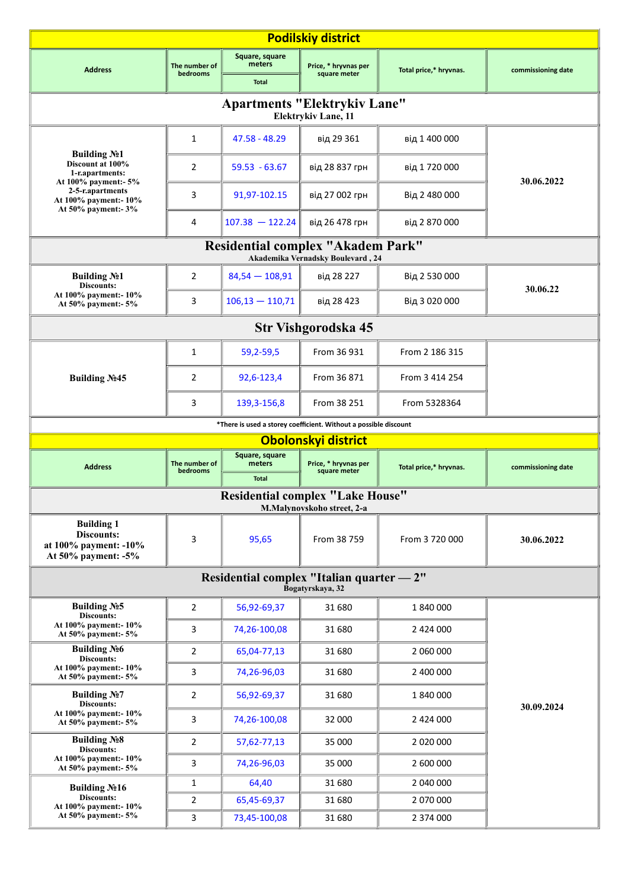## Podilskiy district

| Address | The number of bedrooms | Square, square meters Total | Price, * hryvnas per square meter | Total price,* hryvnas. | commissioning date |
|---|---|---|---|---|---|
| **Apartments "Elektrykiv Lane"** Elektrykiv Lane, 11 | | | | | |
| **Building №1** Discount at 100% 1-r.apartments: At 100% payment:- 5% 2-5-r.apartments At 100% payment:- 10% At 50% payment:- 3% | 1 | 47.58 - 48.29 | від 29 361 | від 1 400 000 | **30.06.2022** |
| | 2 | 59.53 - 63.67 | від 28 837 грн | від 1 720 000 | |
| | 3 | 91,97-102.15 | від 27 002 грн | Від 2 480 000 | |
| | 4 | 107.38 — 122.24 | від 26 478 грн | від 2 870 000 | |
| **Residential complex "Akadem Park"** Akademika Vernadsky Boulevard , 24 | | | | | |
| **Building №1** Discounts: At 100% payment:- 10% At 50% payment:- 5% | 2 | 84,54 — 108,91 | від 28 227 | Від 2 530 000 | **30.06.22** |
| | 3 | 106,13 — 110,71 | від 28 423 | Від 3 020 000 | |
| **Str Vishgorodska 45** | | | | | |
| **Building №45** | 1 | 59,2-59,5 | From 36 931 | From 2 186 315 | |
| | 2 | 92,6-123,4 | From 36 871 | From 3 414 254 | |
| | 3 | 139,3-156,8 | From 38 251 | From 5328364 | |

*There is used a storey coefficient. Without a possible discount

## Obolonskyi district

| Address | The number of bedrooms | Square, square meters Total | Price, * hryvnas per square meter | Total price,* hryvnas. | commissioning date |
|---|---|---|---|---|---|
| **Residential complex "Lake House"** M.Malynovskoho street, 2-a | | | | | |
| **Building 1** Discounts: at 100% payment: -10% At 50% payment: -5% | 3 | 95,65 | From 38 759 | From 3 720 000 | **30.06.2022** |
| **Residential complex "Italian quarter — 2"** Bogatyrskaya, 32 | | | | | |
| **Building №5** Discounts: At 100% payment:- 10% At 50% payment:- 5% | 2 | 56,92-69,37 | 31 680 | 1 840 000 | **30.09.2024** |
| | 3 | 74,26-100,08 | 31 680 | 2 424 000 | |
| **Building №6** Discounts: At 100% payment:- 10% At 50% payment:- 5% | 2 | 65,04-77,13 | 31 680 | 2 060 000 | |
| | 3 | 74,26-96,03 | 31 680 | 2 400 000 | |
| **Building №7** Discounts: At 100% payment:- 10% At 50% payment:- 5% | 2 | 56,92-69,37 | 31 680 | 1 840 000 | |
| | 3 | 74,26-100,08 | 32 000 | 2 424 000 | |
| **Building №8** Discounts: At 100% payment:- 10% At 50% payment:- 5% | 2 | 57,62-77,13 | 35 000 | 2 020 000 | |
| | 3 | 74,26-96,03 | 35 000 | 2 600 000 | |
| **Building №16** Discounts: At 100% payment:- 10% At 50% payment:- 5% | 1 | 64,40 | 31 680 | 2 040 000 | |
| | 2 | 65,45-69,37 | 31 680 | 2 070 000 | |
| | 3 | 73,45-100,08 | 31 680 | 2 374 000 | |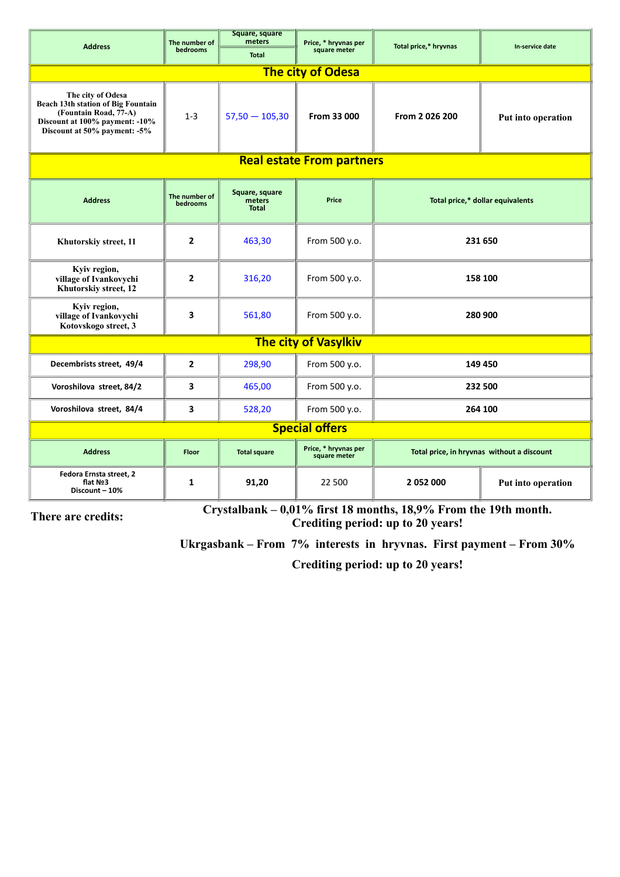| Address | The number of bedrooms | Square, square meters Total | Price, * hryvnas per square meter | Total price,* hryvnas | In-service date |
|---|---|---|---|---|---|
| **The city of Odesa** | | | | | |
| The city of Odesa Beach 13th station of Big Fountain (Fountain Road, 77-A) Discount at 100% payment: -10% Discount at 50% payment: -5% | 1-3 | 57,50 — 105,30 | From 33 000 | From 2 026 200 | Put into operation |
| **Real estate From partners** | | | | | |
| Address | The number of bedrooms | Square, square meters Total | Price | Total price,* dollar equivalents | |
| Khutorskiy street, 11 | 2 | 463,30 | From 500 y.o. | 231 650 | |
| Kyiv region, village of Ivankovychi Khutorskiy street, 12 | 2 | 316,20 | From 500 y.o. | 158 100 | |
| Kyiv region, village of Ivankovychi Kotovskogo street, 3 | 3 | 561,80 | From 500 y.o. | 280 900 | |
| **The city of Vasylkiv** | | | | | |
| Decembrists street, 49/4 | 2 | 298,90 | From 500 y.o. | 149 450 | |
| Voroshilova street, 84/2 | 3 | 465,00 | From 500 y.o. | 232 500 | |
| Voroshilova street, 84/4 | 3 | 528,20 | From 500 y.o. | 264 100 | |
| **Special offers** | | | | | |
| Address | Floor | Total square | Price, * hryvnas per square meter | Total price, in hryvnas without a discount | |
| Fedora Ernsta street, 2 flat №3 Discount – 10% | 1 | 91,20 | 22 500 | 2 052 000 | Put into operation |

**There are credits:**

**Crystalbank – 0,01% first 18 months, 18,9% From the 19th month. Crediting period: up to 20 years!**

**Ukrgasbank – From 7% interests in hryvnas. First payment – From 30%**

**Crediting period: up to 20 years!**